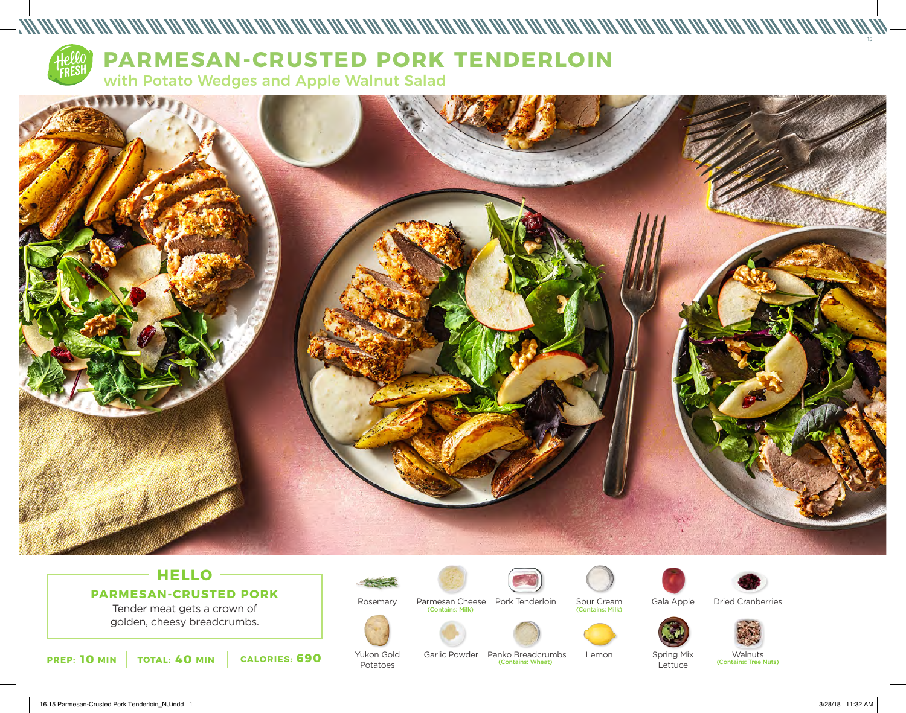# PARMESAN-CRUSTED PORK TENDERLOIN

## with Potato Wedges and Apple Walnut Salad

### HELLO

**PARMESAN-CRUSTED PORK**

Tender meat gets a crown of golden, cheesy breadcrumbs.

**PREP: 10 MIN** | **TOTAL: 40 MIN** | **CALORIES: 690**

- Rosemary
- Parmesan Cheese (Contains: Milk)
- Pork Tenderloin
- Sour Cream (Contains: Milk)
- Gala Apple
- Dried Cranberries
- Yukon Gold Potatoes
- Garlic Powder
- Panko Breadcrumbs (Contains: Wheat)
- Lemon
- Spring Mix Lettuce
- Walnuts (Contains: Tree Nuts)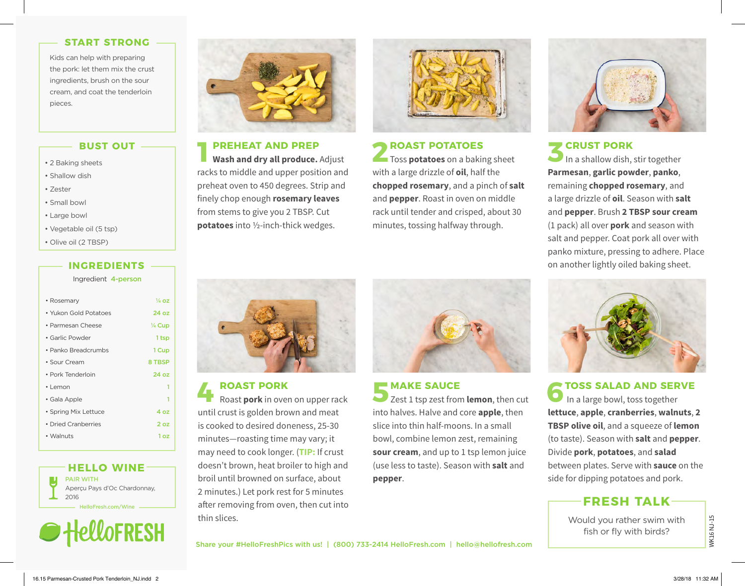## START STRONG

Kids can help with preparing the pork: let them mix the crust ingredients, brush on the sour cream, and coat the tenderloin pieces.

## BUST OUT

- 2 Baking sheets
- Shallow dish
- Zester
- Small bowl
- Large bowl
- Vegetable oil (5 tsp)
- Olive oil (2 TBSP)

## INGREDIENTS

| Ingredient | 4-person |
|---|---|
| Rosemary | ¼ oz |
| Yukon Gold Potatoes | 24 oz |
| Parmesan Cheese | ¼ Cup |
| Garlic Powder | 1 tsp |
| Panko Breadcrumbs | 1 Cup |
| Sour Cream | 8 TBSP |
| Pork Tenderloin | 24 oz |
| Lemon | 1 |
| Gala Apple | 1 |
| Spring Mix Lettuce | 4 oz |
| Dried Cranberries | 2 oz |
| Walnuts | 1 oz |

## HELLO WINE

PAIR WITH
Aperçu Pays d'Oc Chardonnay, 2016

HelloFresh.com/Wine

HelloFRESH

## 1 PREHEAT AND PREP

**Wash and dry all produce.** Adjust racks to middle and upper position and preheat oven to 450 degrees. Strip and finely chop enough **rosemary leaves** from stems to give you 2 TBSP. Cut **potatoes** into ½-inch-thick wedges.

## 2 ROAST POTATOES

Toss **potatoes** on a baking sheet with a large drizzle of **oil**, half the **chopped rosemary**, and a pinch of **salt** and **pepper**. Roast in oven on middle rack until tender and crisped, about 30 minutes, tossing halfway through.

## 3 CRUST PORK

In a shallow dish, stir together **Parmesan**, **garlic powder**, **panko**, remaining **chopped rosemary**, and a large drizzle of **oil**. Season with **salt** and **pepper**. Brush **2 TBSP sour cream** (1 pack) all over **pork** and season with salt and pepper. Coat pork all over with panko mixture, pressing to adhere. Place on another lightly oiled baking sheet.

## 4 ROAST PORK

Roast **pork** in oven on upper rack until crust is golden brown and meat is cooked to desired doneness, 25-30 minutes—roasting time may vary; it may need to cook longer. (**TIP:** If crust doesn't brown, heat broiler to high and broil until browned on surface, about 2 minutes.) Let pork rest for 5 minutes after removing from oven, then cut into thin slices.

## 5 MAKE SAUCE

Zest 1 tsp zest from **lemon**, then cut into halves. Halve and core **apple**, then slice into thin half-moons. In a small bowl, combine lemon zest, remaining **sour cream**, and up to 1 tsp lemon juice (use less to taste). Season with **salt** and **pepper**.

## 6 TOSS SALAD AND SERVE

In a large bowl, toss together **lettuce**, **apple**, **cranberries**, **walnuts**, **2 TBSP olive oil**, and a squeeze of **lemon** (to taste). Season with **salt** and **pepper**. Divide **pork**, **potatoes**, and **salad** between plates. Serve with **sauce** on the side for dipping potatoes and pork.

## FRESH TALK

Would you rather swim with fish or fly with birds?

Share your #HelloFreshPics with us! | (800) 733-2414 HelloFresh.com | hello@hellofresh.com

WK16 NJ-15